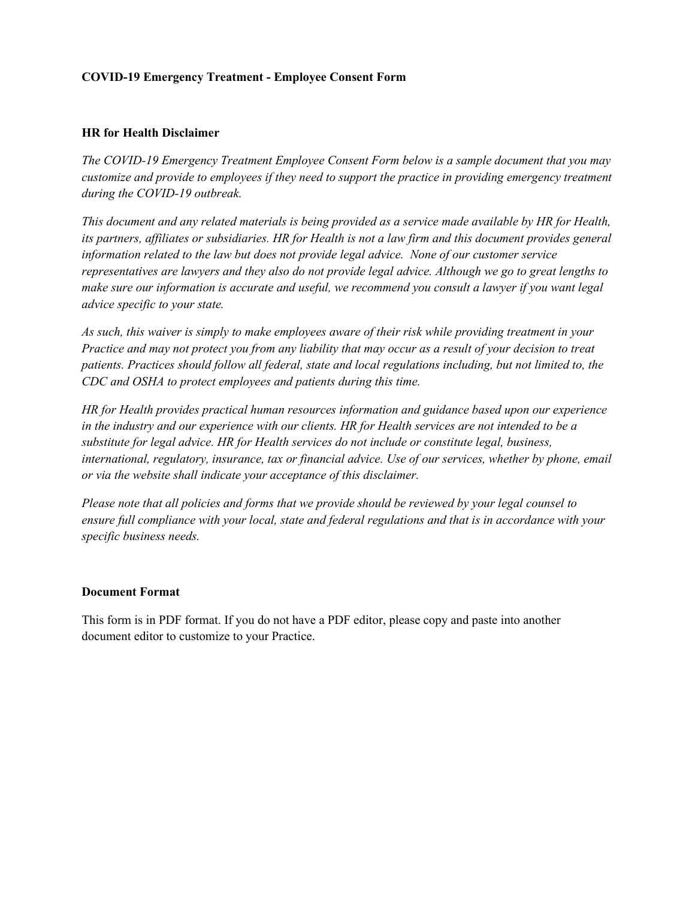**COVID-19 Emergency Treatment - Employee Consent Form**

**HR for Health Disclaimer**

*The COVID-19 Emergency Treatment Employee Consent Form below is a sample document that you may customize and provide to employees if they need to support the practice in providing emergency treatment during the COVID-19 outbreak.*

*This document and any related materials is being provided as a service made available by HR for Health, its partners, affiliates or subsidiaries. HR for Health is not a law firm and this document provides general information related to the law but does not provide legal advice. None of our customer service representatives are lawyers and they also do not provide legal advice. Although we go to great lengths to make sure our information is accurate and useful, we recommend you consult a lawyer if you want legal advice specific to your state.*

*As such, this waiver is simply to make employees aware of their risk while providing treatment in your Practice and may not protect you from any liability that may occur as a result of your decision to treat patients. Practices should follow all federal, state and local regulations including, but not limited to, the CDC and OSHA to protect employees and patients during this time.*

*HR for Health provides practical human resources information and guidance based upon our experience in the industry and our experience with our clients. HR for Health services are not intended to be a substitute for legal advice. HR for Health services do not include or constitute legal, business, international, regulatory, insurance, tax or financial advice. Use of our services, whether by phone, email or via the website shall indicate your acceptance of this disclaimer.*

*Please note that all policies and forms that we provide should be reviewed by your legal counsel to ensure full compliance with your local, state and federal regulations and that is in accordance with your specific business needs.*

**Document Format**

This form is in PDF format. If you do not have a PDF editor, please copy and paste into another document editor to customize to your Practice.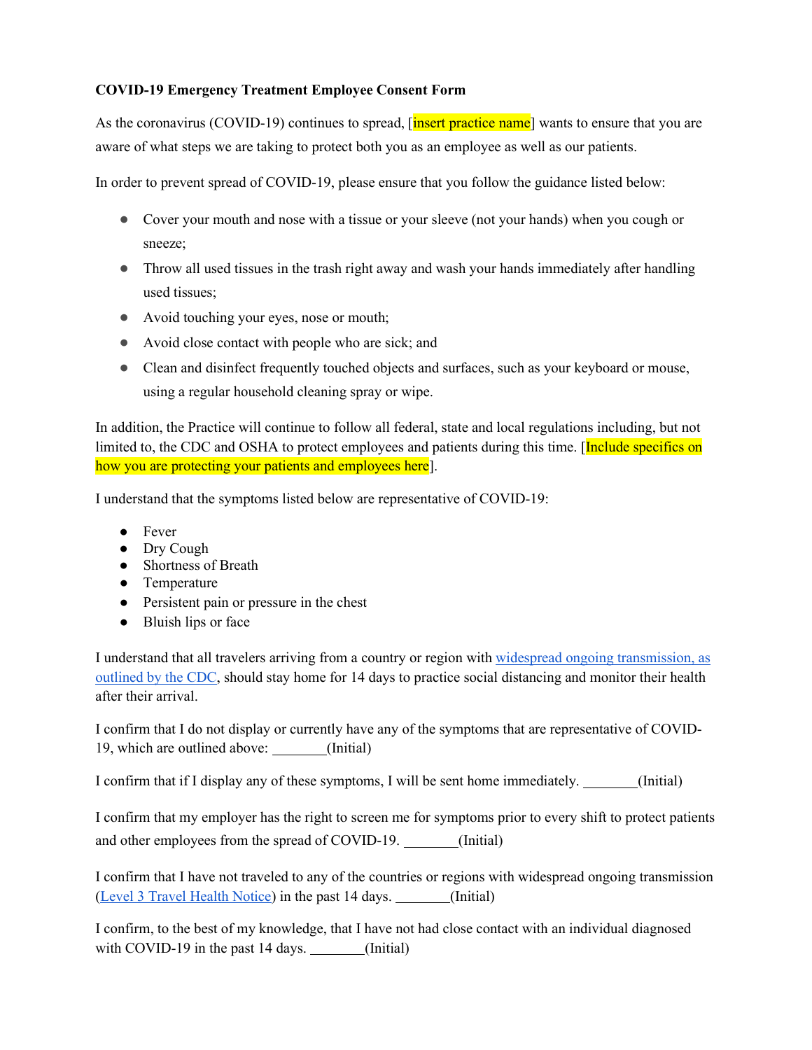**COVID-19 Emergency Treatment Employee Consent Form**

As the coronavirus (COVID-19) continues to spread, [insert practice name] wants to ensure that you are aware of what steps we are taking to protect both you as an employee as well as our patients.

In order to prevent spread of COVID-19, please ensure that you follow the guidance listed below:

- Cover your mouth and nose with a tissue or your sleeve (not your hands) when you cough or sneeze;
- Throw all used tissues in the trash right away and wash your hands immediately after handling used tissues;
- Avoid touching your eyes, nose or mouth;
- Avoid close contact with people who are sick; and
- Clean and disinfect frequently touched objects and surfaces, such as your keyboard or mouse, using a regular household cleaning spray or wipe.

In addition, the Practice will continue to follow all federal, state and local regulations including, but not limited to, the CDC and OSHA to protect employees and patients during this time. [Include specifics on how you are protecting your patients and employees here].

I understand that the symptoms listed below are representative of COVID-19:

- Fever
- Dry Cough
- Shortness of Breath
- Temperature
- Persistent pain or pressure in the chest
- Bluish lips or face

I understand that all travelers arriving from a country or region with widespread ongoing transmission, as outlined by the CDC, should stay home for 14 days to practice social distancing and monitor their health after their arrival.

I confirm that I do not display or currently have any of the symptoms that are representative of COVID-19, which are outlined above: ________(Initial)

I confirm that if I display any of these symptoms, I will be sent home immediately. ________(Initial)

I confirm that my employer has the right to screen me for symptoms prior to every shift to protect patients and other employees from the spread of COVID-19. ________(Initial)

I confirm that I have not traveled to any of the countries or regions with widespread ongoing transmission (Level 3 Travel Health Notice) in the past 14 days. ________(Initial)

I confirm, to the best of my knowledge, that I have not had close contact with an individual diagnosed with COVID-19 in the past 14 days. ________(Initial)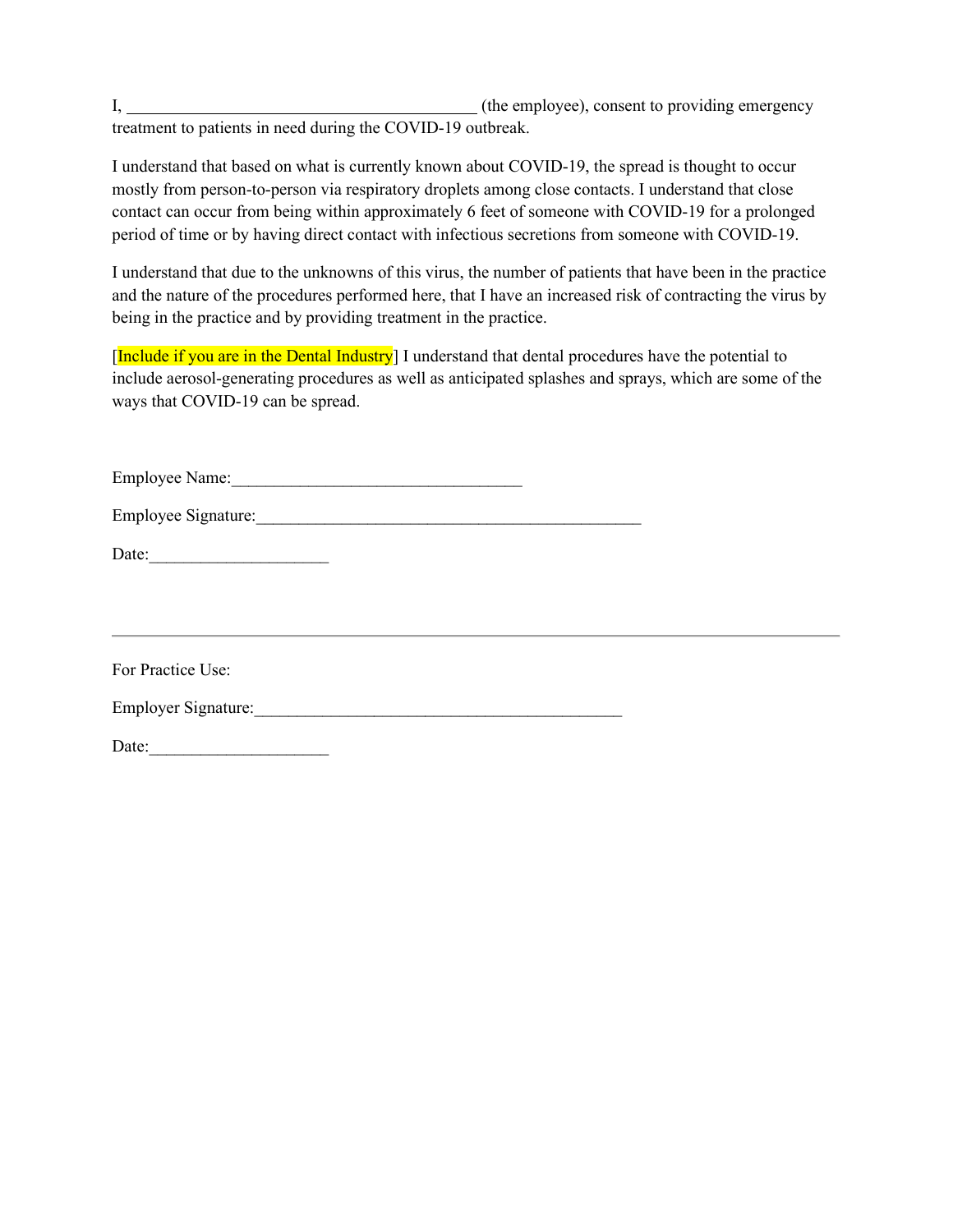I, ________________________________________ (the employee), consent to providing emergency treatment to patients in need during the COVID-19 outbreak.

I understand that based on what is currently known about COVID-19, the spread is thought to occur mostly from person-to-person via respiratory droplets among close contacts. I understand that close contact can occur from being within approximately 6 feet of someone with COVID-19 for a prolonged period of time or by having direct contact with infectious secretions from someone with COVID-19.

I understand that due to the unknowns of this virus, the number of patients that have been in the practice and the nature of the procedures performed here, that I have an increased risk of contracting the virus by being in the practice and by providing treatment in the practice.

[Include if you are in the Dental Industry] I understand that dental procedures have the potential to include aerosol-generating procedures as well as anticipated splashes and sprays, which are some of the ways that COVID-19 can be spread.

Employee Name:__________________________________

Employee Signature:_____________________________________________

Date:_____________________

---

For Practice Use:

Employer Signature:___________________________________________

Date:_____________________